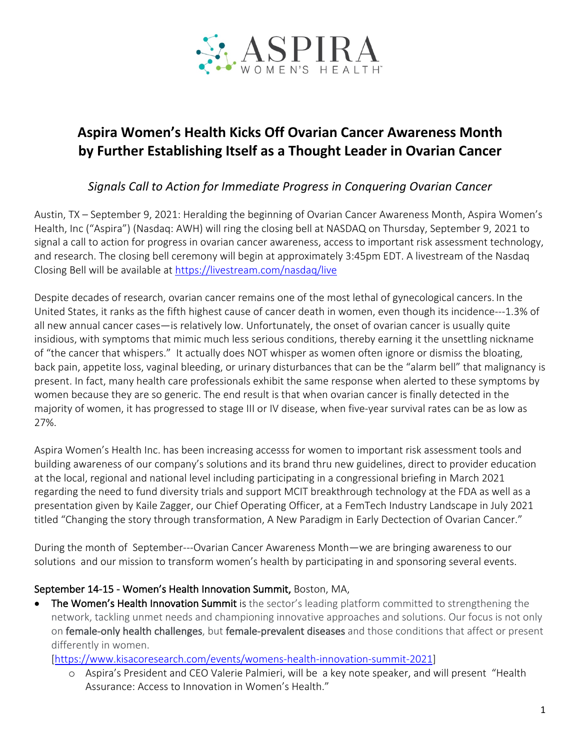# Aspira Women's Health Kicks Off Ovarian Cancer Awareness Month by Further Establishing Itself as a Thought Leader in Ovarian Cancer

*Signals Call to Action for Immediate Progress in Conquering Ovarian Cancer*

Austin, TX – September 9, 2021: Heralding the beginning of Ovarian Cancer Awareness Month, Aspira Women's Health, Inc ("Aspira") (Nasdaq: AWH) will ring the closing bell at NASDAQ on Thursday, September 9, 2021 to signal a call to action for progress in ovarian cancer awareness, access to important risk assessment technology, and research. The closing bell ceremony will begin at approximately 3:45pm EDT. A livestream of the Nasdaq Closing Bell will be available at https://livestream.com/nasdaq/live

Despite decades of research, ovarian cancer remains one of the most lethal of gynecological cancers. In the United States, it ranks as the fifth highest cause of cancer death in women, even though its incidence---1.3% of all new annual cancer cases—is relatively low. Unfortunately, the onset of ovarian cancer is usually quite insidious, with symptoms that mimic much less serious conditions, thereby earning it the unsettling nickname of "the cancer that whispers." It actually does NOT whisper as women often ignore or dismiss the bloating, back pain, appetite loss, vaginal bleeding, or urinary disturbances that can be the "alarm bell" that malignancy is present. In fact, many health care professionals exhibit the same response when alerted to these symptoms by women because they are so generic. The end result is that when ovarian cancer is finally detected in the majority of women, it has progressed to stage III or IV disease, when five-year survival rates can be as low as 27%.

Aspira Women's Health Inc. has been increasing accesss for women to important risk assessment tools and building awareness of our company's solutions and its brand thru new guidelines, direct to provider education at the local, regional and national level including participating in a congressional briefing in March 2021 regarding the need to fund diversity trials and support MCIT breakthrough technology at the FDA as well as a presentation given by Kaile Zagger, our Chief Operating Officer, at a FemTech Industry Landscape in July 2021 titled "Changing the story through transformation, A New Paradigm in Early Dectection of Ovarian Cancer."

During the month of September---Ovarian Cancer Awareness Month—we are bringing awareness to our solutions and our mission to transform women's health by participating in and sponsoring several events.

**September 14-15 - Women's Health Innovation Summit,** Boston, MA,

- **The Women's Health Innovation Summit** is the sector's leading platform committed to strengthening the network, tackling unmet needs and championing innovative approaches and solutions. Our focus is not only on **female-only health challenges**, but **female-prevalent diseases** and those conditions that affect or present differently in women.
  [https://www.kisacoresearch.com/events/womens-health-innovation-summit-2021]
    - Aspira's President and CEO Valerie Palmieri, will be a key note speaker, and will present "Health Assurance: Access to Innovation in Women's Health."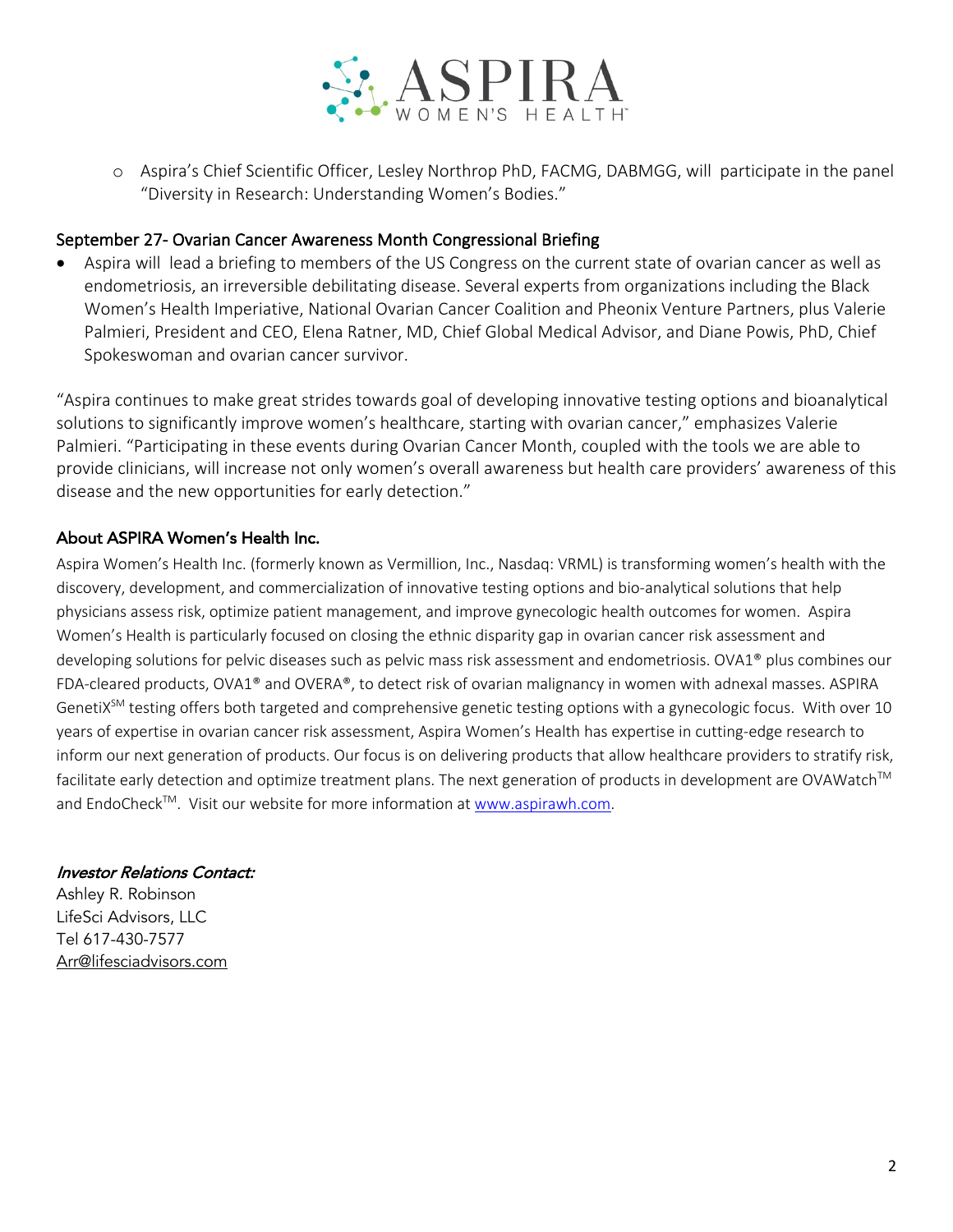- Aspira's Chief Scientific Officer, Lesley Northrop PhD, FACMG, DABMGG, will participate in the panel "Diversity in Research: Understanding Women's Bodies."

## September 27- Ovarian Cancer Awareness Month Congressional Briefing

- Aspira will lead a briefing to members of the US Congress on the current state of ovarian cancer as well as endometriosis, an irreversible debilitating disease. Several experts from organizations including the Black Women's Health Imperiative, National Ovarian Cancer Coalition and Pheonix Venture Partners, plus Valerie Palmieri, President and CEO, Elena Ratner, MD, Chief Global Medical Advisor, and Diane Powis, PhD, Chief Spokeswoman and ovarian cancer survivor.

"Aspira continues to make great strides towards goal of developing innovative testing options and bioanalytical solutions to significantly improve women's healthcare, starting with ovarian cancer," emphasizes Valerie Palmieri. "Participating in these events during Ovarian Cancer Month, coupled with the tools we are able to provide clinicians, will increase not only women's overall awareness but health care providers' awareness of this disease and the new opportunities for early detection."

## About ASPIRA Women's Health Inc.

Aspira Women's Health Inc. (formerly known as Vermillion, Inc., Nasdaq: VRML) is transforming women's health with the discovery, development, and commercialization of innovative testing options and bio-analytical solutions that help physicians assess risk, optimize patient management, and improve gynecologic health outcomes for women. Aspira Women's Health is particularly focused on closing the ethnic disparity gap in ovarian cancer risk assessment and developing solutions for pelvic diseases such as pelvic mass risk assessment and endometriosis. OVA1® plus combines our FDA-cleared products, OVA1® and OVERA®, to detect risk of ovarian malignancy in women with adnexal masses. ASPIRA GenetiX℠ testing offers both targeted and comprehensive genetic testing options with a gynecologic focus. With over 10 years of expertise in ovarian cancer risk assessment, Aspira Women's Health has expertise in cutting-edge research to inform our next generation of products. Our focus is on delivering products that allow healthcare providers to stratify risk, facilitate early detection and optimize treatment plans. The next generation of products in development are OVAWatch™ and EndoCheck™. Visit our website for more information at www.aspirawh.com.

***Investor Relations Contact:***
Ashley R. Robinson
LifeSci Advisors, LLC
Tel 617-430-7577
Arr@lifesciadvisors.com